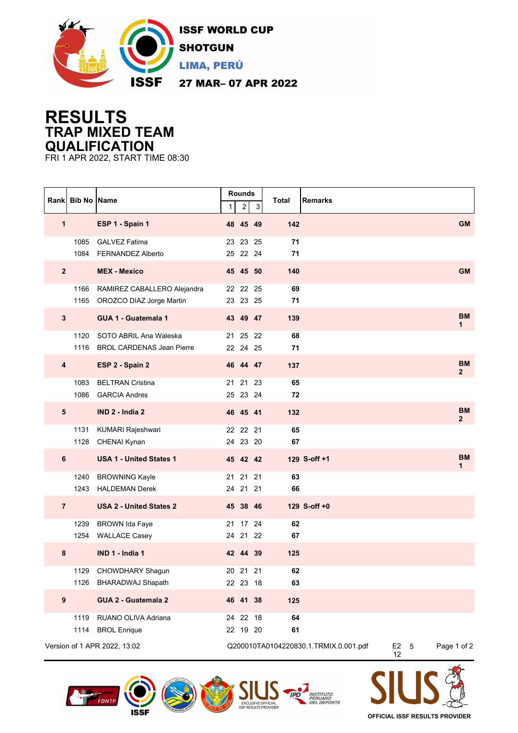ISSF WORLD CUP
SHOTGUN
LIMA, PERÚ
27 MAR– 07 APR 2022

# RESULTS
## TRAP MIXED TEAM
## QUALIFICATION

FRI 1 APR 2022, START TIME 08:30

| Rank | Bib No | Name | Rounds 1 | 2 | 3 | Total | Remarks |
|---|---|---|---|---|---|---|---|
| **1** | | **ESP 1 - Spain 1** | **48** | **45** | **49** | **142** | **GM** |
| | 1085 | GALVEZ Fatima | 23 | 23 | 25 | **71** | |
| | 1084 | FERNANDEZ Alberto | 25 | 22 | 24 | **71** | |
| **2** | | **MEX - Mexico** | **45** | **45** | **50** | **140** | **GM** |
| | 1166 | RAMIREZ CABALLERO Alejandra | 22 | 22 | 25 | **69** | |
| | 1165 | OROZCO DIAZ Jorge Martin | 23 | 23 | 25 | **71** | |
| **3** | | **GUA 1 - Guatemala 1** | **43** | **49** | **47** | **139** | **BM 1** |
| | 1120 | SOTO ABRIL Ana Waleska | 21 | 25 | 22 | **68** | |
| | 1116 | BROL CARDENAS Jean Pierre | 22 | 24 | 25 | **71** | |
| **4** | | **ESP 2 - Spain 2** | **46** | **44** | **47** | **137** | **BM 2** |
| | 1083 | BELTRAN Cristina | 21 | 21 | 23 | **65** | |
| | 1086 | GARCIA Andres | 25 | 23 | 24 | **72** | |
| **5** | | **IND 2 - India 2** | **46** | **45** | **41** | **132** | **BM 2** |
| | 1131 | KUMARI Rajeshwari | 22 | 22 | 21 | **65** | |
| | 1128 | CHENAI Kynan | 24 | 23 | 20 | **67** | |
| **6** | | **USA 1 - United States 1** | **45** | **42** | **42** | **129 S-off +1** | **BM 1** |
| | 1240 | BROWNING Kayle | 21 | 21 | 21 | **63** | |
| | 1243 | HALDEMAN Derek | 24 | 21 | 21 | **66** | |
| **7** | | **USA 2 - United States 2** | **45** | **38** | **46** | **129 S-off +0** | |
| | 1239 | BROWN Ida Faye | 21 | 17 | 24 | **62** | |
| | 1254 | WALLACE Casey | 24 | 21 | 22 | **67** | |
| **8** | | **IND 1 - India 1** | **42** | **44** | **39** | **125** | |
| | 1129 | CHOWDHARY Shagun | 20 | 21 | 21 | **62** | |
| | 1126 | BHARADWAJ Shapath | 22 | 23 | 18 | **63** | |
| **9** | | **GUA 2 - Guatemala 2** | **46** | **41** | **38** | **125** | |
| | 1119 | RUANO OLIVA Adriana | 24 | 22 | 18 | **64** | |
| | 1114 | BROL Enrique | 22 | 19 | 20 | **61** | |

Version of 1 APR 2022, 13:02 Q200010TA0104220830.1.TRMIX.0.001.pdf E2 12 5

OFFICIAL ISSF RESULTS PROVIDER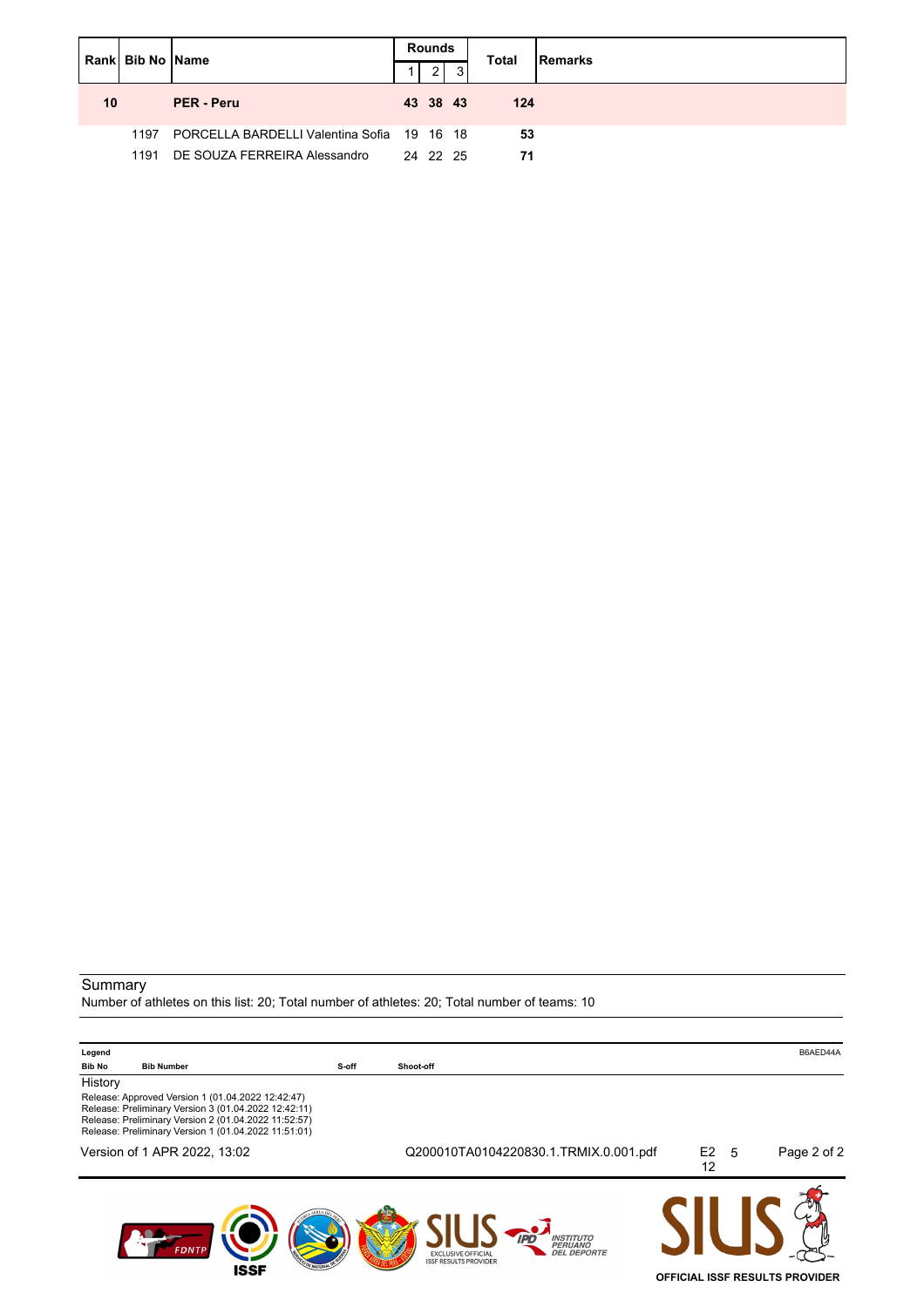| Rank | Bib No | Name | Rounds | | | Total | Remarks |
|---|---|---|---|---|---|---|---|
| | | | 1 | 2 | 3 | | |
| **10** | | **PER - Peru** | **43** | **38** | **43** | **124** | |
| | 1197 | PORCELLA BARDELLI Valentina Sofia | 19 | 16 | 18 | **53** | |
| | 1191 | DE SOUZA FERREIRA Alessandro | 24 | 22 | 25 | **71** | |

Summary

Number of athletes on this list: 20; Total number of athletes: 20; Total number of teams: 10

**Legend**

| Bib No | Bib Number | S-off | Shoot-off |
|---|---|---|---|

B6AED44A

History

Release: Approved Version 1 (01.04.2022 12:42:47)
Release: Preliminary Version 3 (01.04.2022 12:42:11)
Release: Preliminary Version 2 (01.04.2022 11:52:57)
Release: Preliminary Version 1 (01.04.2022 11:51:01)

Version of 1 APR 2022, 13:02 Q200010TA0104220830.1.TRMIX.0.001.pdf E2 12 5

OFFICIAL ISSF RESULTS PROVIDER